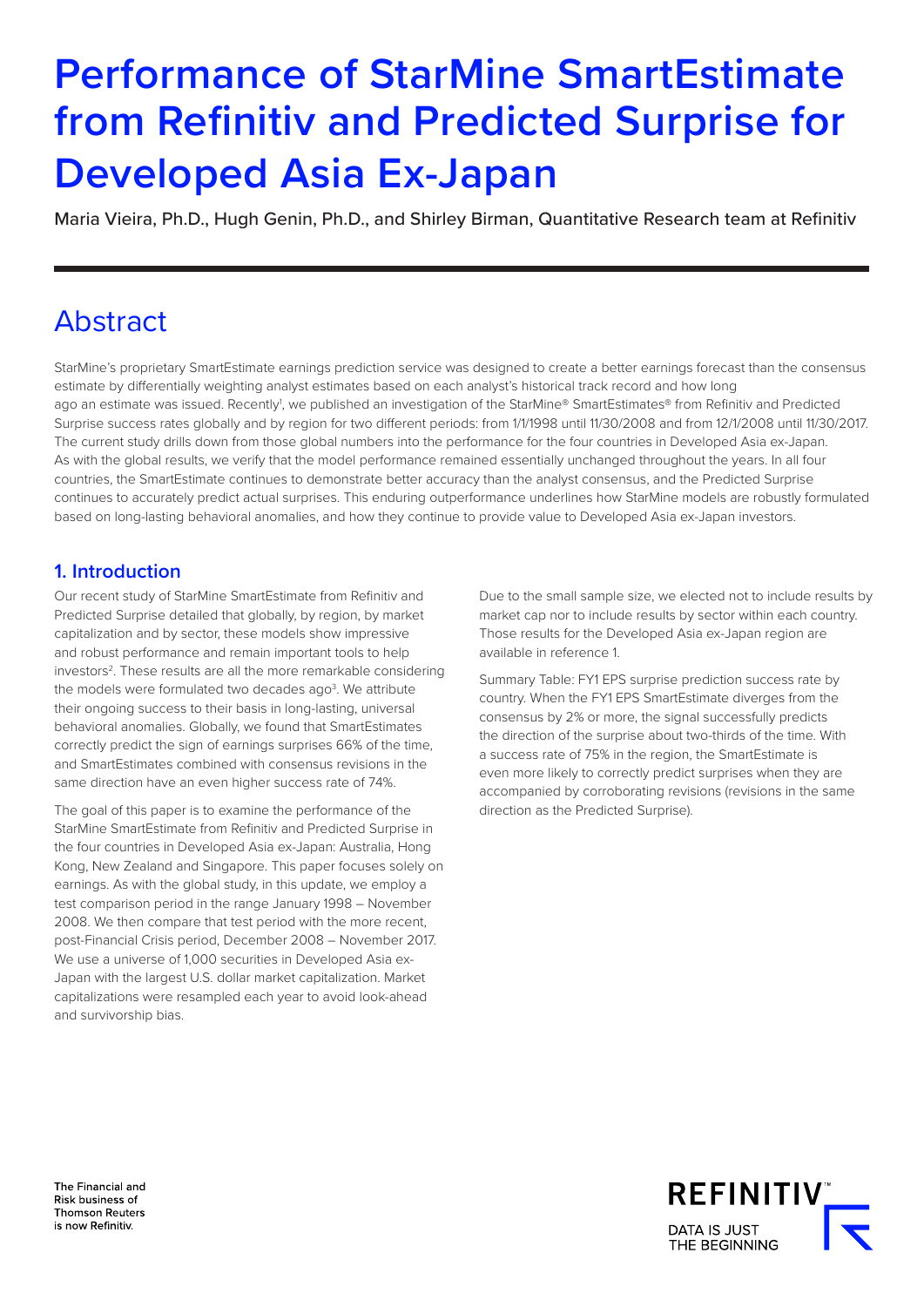# Performance of StarMine SmartEstimate from Refinitiv and Predicted Surprise for Developed Asia Ex-Japan

Maria Vieira, Ph.D., Hugh Genin, Ph.D., and Shirley Birman, Quantitative Research team at Refinitiv

## Abstract

StarMine's proprietary SmartEstimate earnings prediction service was designed to create a better earnings forecast than the consensus estimate by differentially weighting analyst estimates based on each analyst's historical track record and how long ago an estimate was issued. Recently[1], we published an investigation of the StarMine® SmartEstimates® from Refinitiv and Predicted Surprise success rates globally and by region for two different periods: from 1/1/1998 until 11/30/2008 and from 12/1/2008 until 11/30/2017. The current study drills down from those global numbers into the performance for the four countries in Developed Asia ex-Japan. As with the global results, we verify that the model performance remained essentially unchanged throughout the years. In all four countries, the SmartEstimate continues to demonstrate better accuracy than the analyst consensus, and the Predicted Surprise continues to accurately predict actual surprises. This enduring outperformance underlines how StarMine models are robustly formulated based on long-lasting behavioral anomalies, and how they continue to provide value to Developed Asia ex-Japan investors.

### 1. Introduction

Our recent study of StarMine SmartEstimate from Refinitiv and Predicted Surprise detailed that globally, by region, by market capitalization and by sector, these models show impressive and robust performance and remain important tools to help investors[2]. These results are all the more remarkable considering the models were formulated two decades ago[3]. We attribute their ongoing success to their basis in long-lasting, universal behavioral anomalies. Globally, we found that SmartEstimates correctly predict the sign of earnings surprises 66% of the time, and SmartEstimates combined with consensus revisions in the same direction have an even higher success rate of 74%.

The goal of this paper is to examine the performance of the StarMine SmartEstimate from Refinitiv and Predicted Surprise in the four countries in Developed Asia ex-Japan: Australia, Hong Kong, New Zealand and Singapore. This paper focuses solely on earnings. As with the global study, in this update, we employ a test comparison period in the range January 1998 – November 2008. We then compare that test period with the more recent, post-Financial Crisis period, December 2008 – November 2017. We use a universe of 1,000 securities in Developed Asia ex-Japan with the largest U.S. dollar market capitalization. Market capitalizations were resampled each year to avoid look-ahead and survivorship bias.

Due to the small sample size, we elected not to include results by market cap nor to include results by sector within each country. Those results for the Developed Asia ex-Japan region are available in reference 1.

Summary Table: FY1 EPS surprise prediction success rate by country. When the FY1 EPS SmartEstimate diverges from the consensus by 2% or more, the signal successfully predicts the direction of the surprise about two-thirds of the time. With a success rate of 75% in the region, the SmartEstimate is even more likely to correctly predict surprises when they are accompanied by corroborating revisions (revisions in the same direction as the Predicted Surprise).

The Financial and Risk business of Thomson Reuters is now Refinitiv.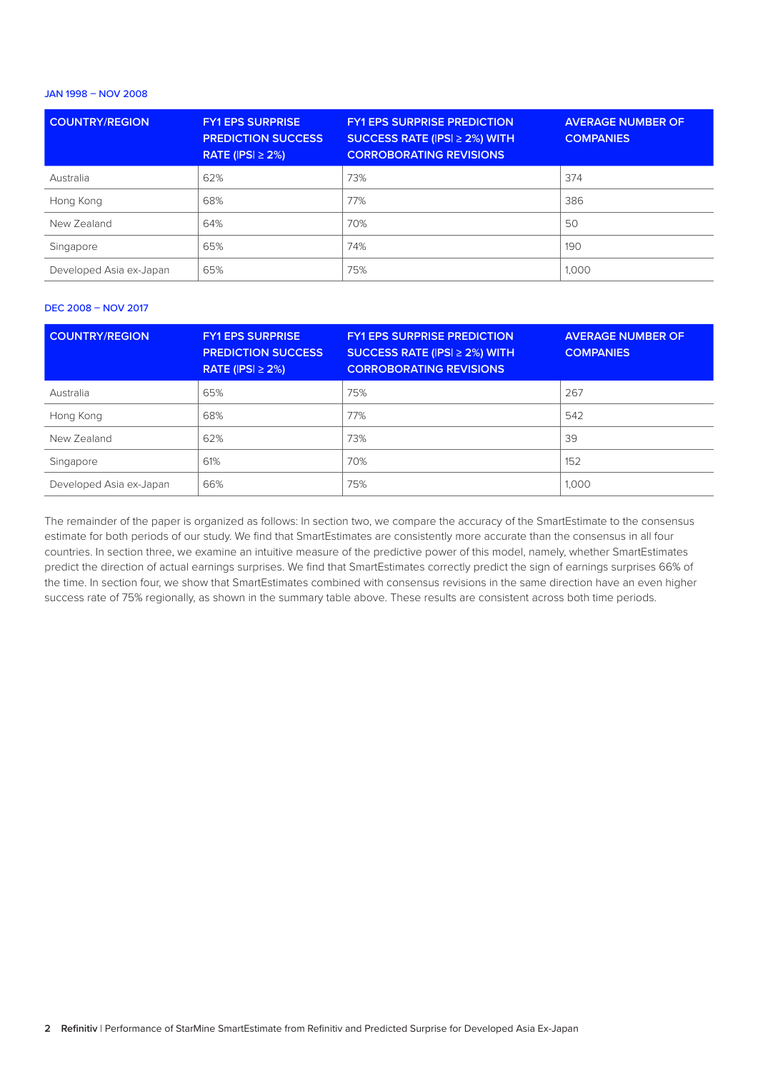JAN 1998 – NOV 2008

| COUNTRY/REGION | FY1 EPS SURPRISE PREDICTION SUCCESS RATE (\|PS\| ≥ 2%) | FY1 EPS SURPRISE PREDICTION SUCCESS RATE (\|PS\| ≥ 2%) WITH CORROBORATING REVISIONS | AVERAGE NUMBER OF COMPANIES |
|---|---|---|---|
| Australia | 62% | 73% | 374 |
| Hong Kong | 68% | 77% | 386 |
| New Zealand | 64% | 70% | 50 |
| Singapore | 65% | 74% | 190 |
| Developed Asia ex-Japan | 65% | 75% | 1,000 |

DEC 2008 – NOV 2017

| COUNTRY/REGION | FY1 EPS SURPRISE PREDICTION SUCCESS RATE (\|PS\| ≥ 2%) | FY1 EPS SURPRISE PREDICTION SUCCESS RATE (\|PS\| ≥ 2%) WITH CORROBORATING REVISIONS | AVERAGE NUMBER OF COMPANIES |
|---|---|---|---|
| Australia | 65% | 75% | 267 |
| Hong Kong | 68% | 77% | 542 |
| New Zealand | 62% | 73% | 39 |
| Singapore | 61% | 70% | 152 |
| Developed Asia ex-Japan | 66% | 75% | 1,000 |

The remainder of the paper is organized as follows: In section two, we compare the accuracy of the SmartEstimate to the consensus estimate for both periods of our study. We find that SmartEstimates are consistently more accurate than the consensus in all four countries. In section three, we examine an intuitive measure of the predictive power of this model, namely, whether SmartEstimates predict the direction of actual earnings surprises. We find that SmartEstimates correctly predict the sign of earnings surprises 66% of the time. In section four, we show that SmartEstimates combined with consensus revisions in the same direction have an even higher success rate of 75% regionally, as shown in the summary table above. These results are consistent across both time periods.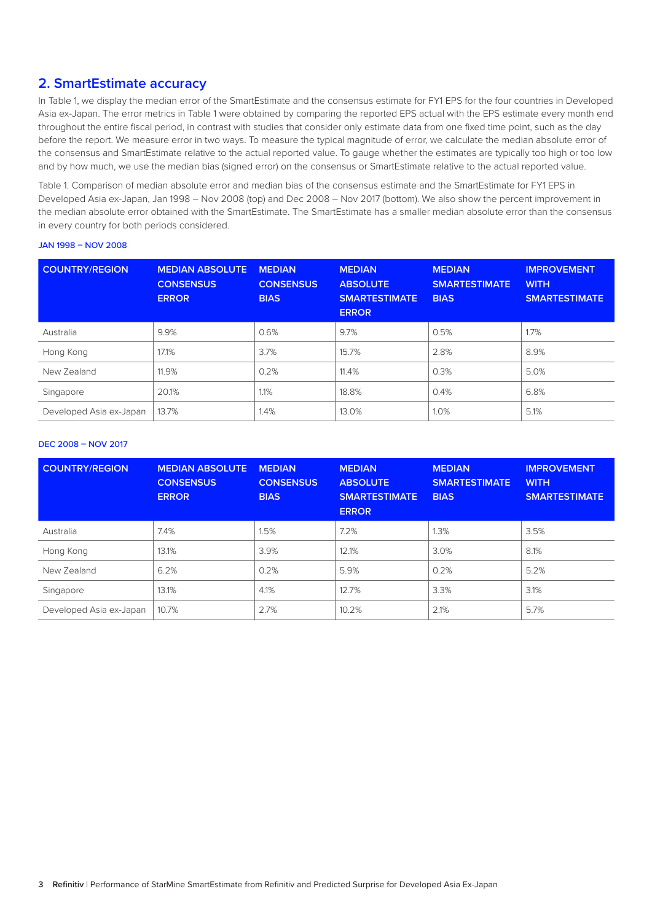## 2. SmartEstimate accuracy

In Table 1, we display the median error of the SmartEstimate and the consensus estimate for FY1 EPS for the four countries in Developed Asia ex-Japan. The error metrics in Table 1 were obtained by comparing the reported EPS actual with the EPS estimate every month end throughout the entire fiscal period, in contrast with studies that consider only estimate data from one fixed time point, such as the day before the report. We measure error in two ways. To measure the typical magnitude of error, we calculate the median absolute error of the consensus and SmartEstimate relative to the actual reported value. To gauge whether the estimates are typically too high or too low and by how much, we use the median bias (signed error) on the consensus or SmartEstimate relative to the actual reported value.

Table 1. Comparison of median absolute error and median bias of the consensus estimate and the SmartEstimate for FY1 EPS in Developed Asia ex-Japan, Jan 1998 – Nov 2008 (top) and Dec 2008 – Nov 2017 (bottom). We also show the percent improvement in the median absolute error obtained with the SmartEstimate. The SmartEstimate has a smaller median absolute error than the consensus in every country for both periods considered.

JAN 1998 – NOV 2008

| COUNTRY/REGION | MEDIAN ABSOLUTE CONSENSUS ERROR | MEDIAN CONSENSUS BIAS | MEDIAN ABSOLUTE SMARTESTIMATE ERROR | MEDIAN SMARTESTIMATE BIAS | IMPROVEMENT WITH SMARTESTIMATE |
|---|---|---|---|---|---|
| Australia | 9.9% | 0.6% | 9.7% | 0.5% | 1.7% |
| Hong Kong | 17.1% | 3.7% | 15.7% | 2.8% | 8.9% |
| New Zealand | 11.9% | 0.2% | 11.4% | 0.3% | 5.0% |
| Singapore | 20.1% | 1.1% | 18.8% | 0.4% | 6.8% |
| Developed Asia ex-Japan | 13.7% | 1.4% | 13.0% | 1.0% | 5.1% |

DEC 2008 – NOV 2017

| COUNTRY/REGION | MEDIAN ABSOLUTE CONSENSUS ERROR | MEDIAN CONSENSUS BIAS | MEDIAN ABSOLUTE SMARTESTIMATE ERROR | MEDIAN SMARTESTIMATE BIAS | IMPROVEMENT WITH SMARTESTIMATE |
|---|---|---|---|---|---|
| Australia | 7.4% | 1.5% | 7.2% | 1.3% | 3.5% |
| Hong Kong | 13.1% | 3.9% | 12.1% | 3.0% | 8.1% |
| New Zealand | 6.2% | 0.2% | 5.9% | 0.2% | 5.2% |
| Singapore | 13.1% | 4.1% | 12.7% | 3.3% | 3.1% |
| Developed Asia ex-Japan | 10.7% | 2.7% | 10.2% | 2.1% | 5.7% |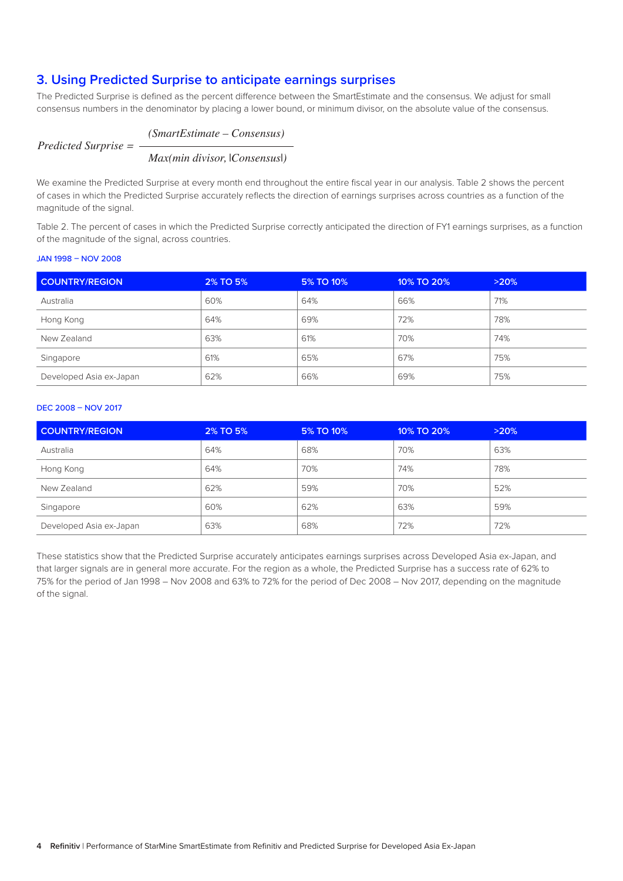## 3. Using Predicted Surprise to anticipate earnings surprises

The Predicted Surprise is defined as the percent difference between the SmartEstimate and the consensus. We adjust for small consensus numbers in the denominator by placing a lower bound, or minimum divisor, on the absolute value of the consensus.

$$Predicted\ Surprise = \frac{(SmartEstimate - Consensus)}{Max(min\ divisor, |Consensus|)}$$

We examine the Predicted Surprise at every month end throughout the entire fiscal year in our analysis. Table 2 shows the percent of cases in which the Predicted Surprise accurately reflects the direction of earnings surprises across countries as a function of the magnitude of the signal.

Table 2. The percent of cases in which the Predicted Surprise correctly anticipated the direction of FY1 earnings surprises, as a function of the magnitude of the signal, across countries.

JAN 1998 – NOV 2008

| COUNTRY/REGION | 2% TO 5% | 5% TO 10% | 10% TO 20% | >20% |
|---|---|---|---|---|
| Australia | 60% | 64% | 66% | 71% |
| Hong Kong | 64% | 69% | 72% | 78% |
| New Zealand | 63% | 61% | 70% | 74% |
| Singapore | 61% | 65% | 67% | 75% |
| Developed Asia ex-Japan | 62% | 66% | 69% | 75% |

DEC 2008 – NOV 2017

| COUNTRY/REGION | 2% TO 5% | 5% TO 10% | 10% TO 20% | >20% |
|---|---|---|---|---|
| Australia | 64% | 68% | 70% | 63% |
| Hong Kong | 64% | 70% | 74% | 78% |
| New Zealand | 62% | 59% | 70% | 52% |
| Singapore | 60% | 62% | 63% | 59% |
| Developed Asia ex-Japan | 63% | 68% | 72% | 72% |

These statistics show that the Predicted Surprise accurately anticipates earnings surprises across Developed Asia ex-Japan, and that larger signals are in general more accurate. For the region as a whole, the Predicted Surprise has a success rate of 62% to 75% for the period of Jan 1998 – Nov 2008 and 63% to 72% for the period of Dec 2008 – Nov 2017, depending on the magnitude of the signal.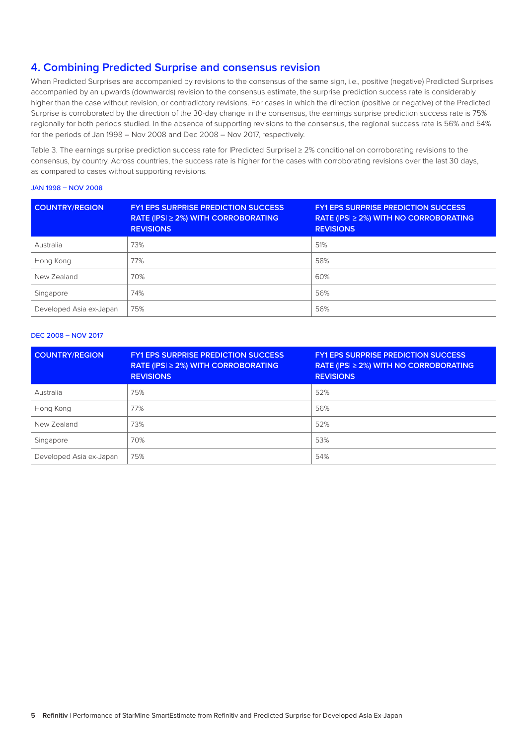## 4. Combining Predicted Surprise and consensus revision

When Predicted Surprises are accompanied by revisions to the consensus of the same sign, i.e., positive (negative) Predicted Surprises accompanied by an upwards (downwards) revision to the consensus estimate, the surprise prediction success rate is considerably higher than the case without revision, or contradictory revisions. For cases in which the direction (positive or negative) of the Predicted Surprise is corroborated by the direction of the 30-day change in the consensus, the earnings surprise prediction success rate is 75% regionally for both periods studied. In the absence of supporting revisions to the consensus, the regional success rate is 56% and 54% for the periods of Jan 1998 – Nov 2008 and Dec 2008 – Nov 2017, respectively.

Table 3. The earnings surprise prediction success rate for |Predicted Surprise| ≥ 2% conditional on corroborating revisions to the consensus, by country. Across countries, the success rate is higher for the cases with corroborating revisions over the last 30 days, as compared to cases without supporting revisions.

JAN 1998 – NOV 2008

| COUNTRY/REGION | FY1 EPS SURPRISE PREDICTION SUCCESS RATE (\|PS\| ≥ 2%) WITH CORROBORATING REVISIONS | FY1 EPS SURPRISE PREDICTION SUCCESS RATE (\|PS\| ≥ 2%) WITH NO CORROBORATING REVISIONS |
|---|---|---|
| Australia | 73% | 51% |
| Hong Kong | 77% | 58% |
| New Zealand | 70% | 60% |
| Singapore | 74% | 56% |
| Developed Asia ex-Japan | 75% | 56% |

DEC 2008 – NOV 2017

| COUNTRY/REGION | FY1 EPS SURPRISE PREDICTION SUCCESS RATE (\|PS\| ≥ 2%) WITH CORROBORATING REVISIONS | FY1 EPS SURPRISE PREDICTION SUCCESS RATE (\|PS\| ≥ 2%) WITH NO CORROBORATING REVISIONS |
|---|---|---|
| Australia | 75% | 52% |
| Hong Kong | 77% | 56% |
| New Zealand | 73% | 52% |
| Singapore | 70% | 53% |
| Developed Asia ex-Japan | 75% | 54% |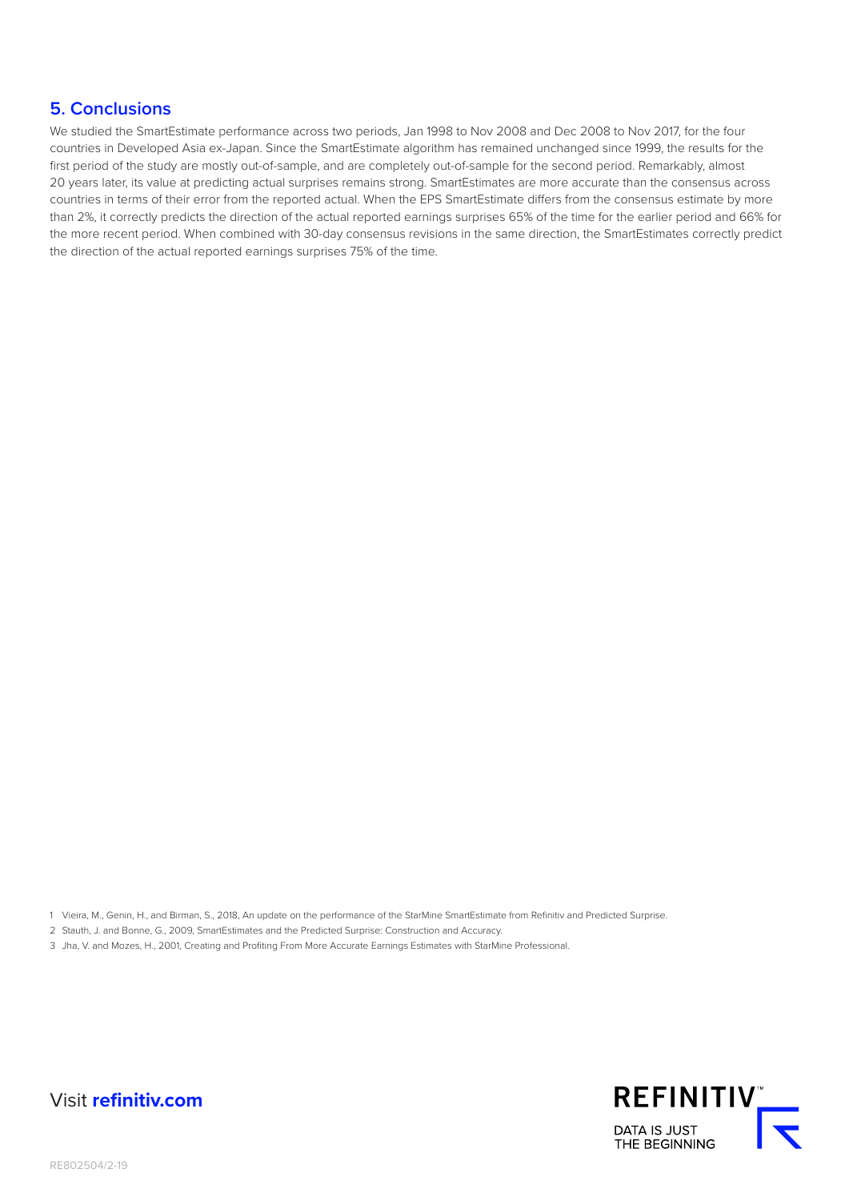## 5. Conclusions

We studied the SmartEstimate performance across two periods, Jan 1998 to Nov 2008 and Dec 2008 to Nov 2017, for the four countries in Developed Asia ex-Japan. Since the SmartEstimate algorithm has remained unchanged since 1999, the results for the first period of the study are mostly out-of-sample, and are completely out-of-sample for the second period. Remarkably, almost 20 years later, its value at predicting actual surprises remains strong. SmartEstimates are more accurate than the consensus across countries in terms of their error from the reported actual. When the EPS SmartEstimate differs from the consensus estimate by more than 2%, it correctly predicts the direction of the actual reported earnings surprises 65% of the time for the earlier period and 66% for the more recent period. When combined with 30-day consensus revisions in the same direction, the SmartEstimates correctly predict the direction of the actual reported earnings surprises 75% of the time.

1 Vieira, M., Genin, H., and Birman, S., 2018, An update on the performance of the StarMine SmartEstimate from Refinitiv and Predicted Surprise.

2 Stauth, J. and Bonne, G., 2009, SmartEstimates and the Predicted Surprise: Construction and Accuracy.

3 Jha, V. and Mozes, H., 2001, Creating and Profiting From More Accurate Earnings Estimates with StarMine Professional.

Visit **refinitiv.com**

REFINITIV™

DATA IS JUST THE BEGINNING

RE802504/2-19